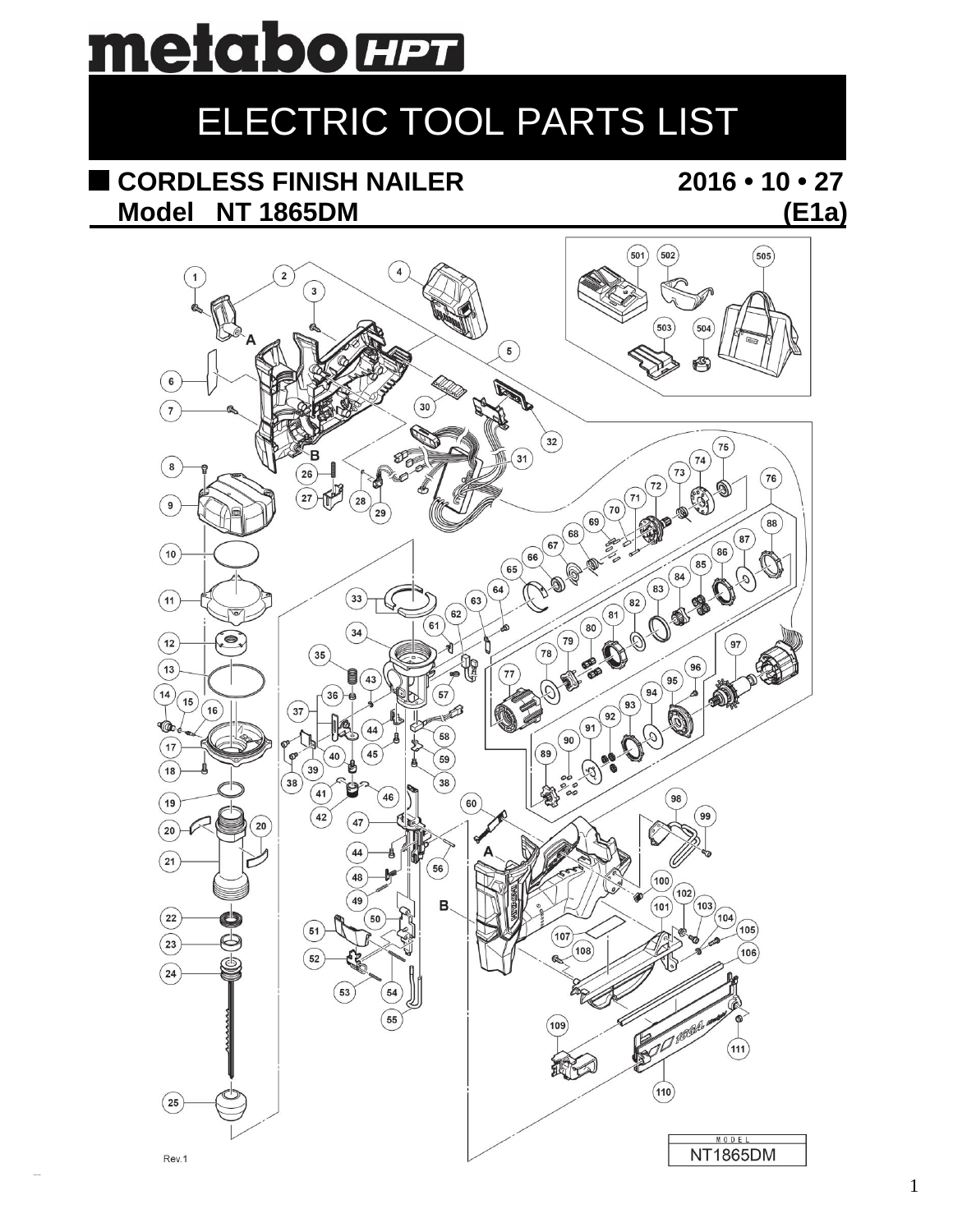metabo HPT

# ELECTRIC TOOL PARTS LIST

## CORDLESS FINISH NAILER
## Model NT 1865DM

2016 • 10 • 27

(E1a)

Rev.1

MODEL
NT1865DM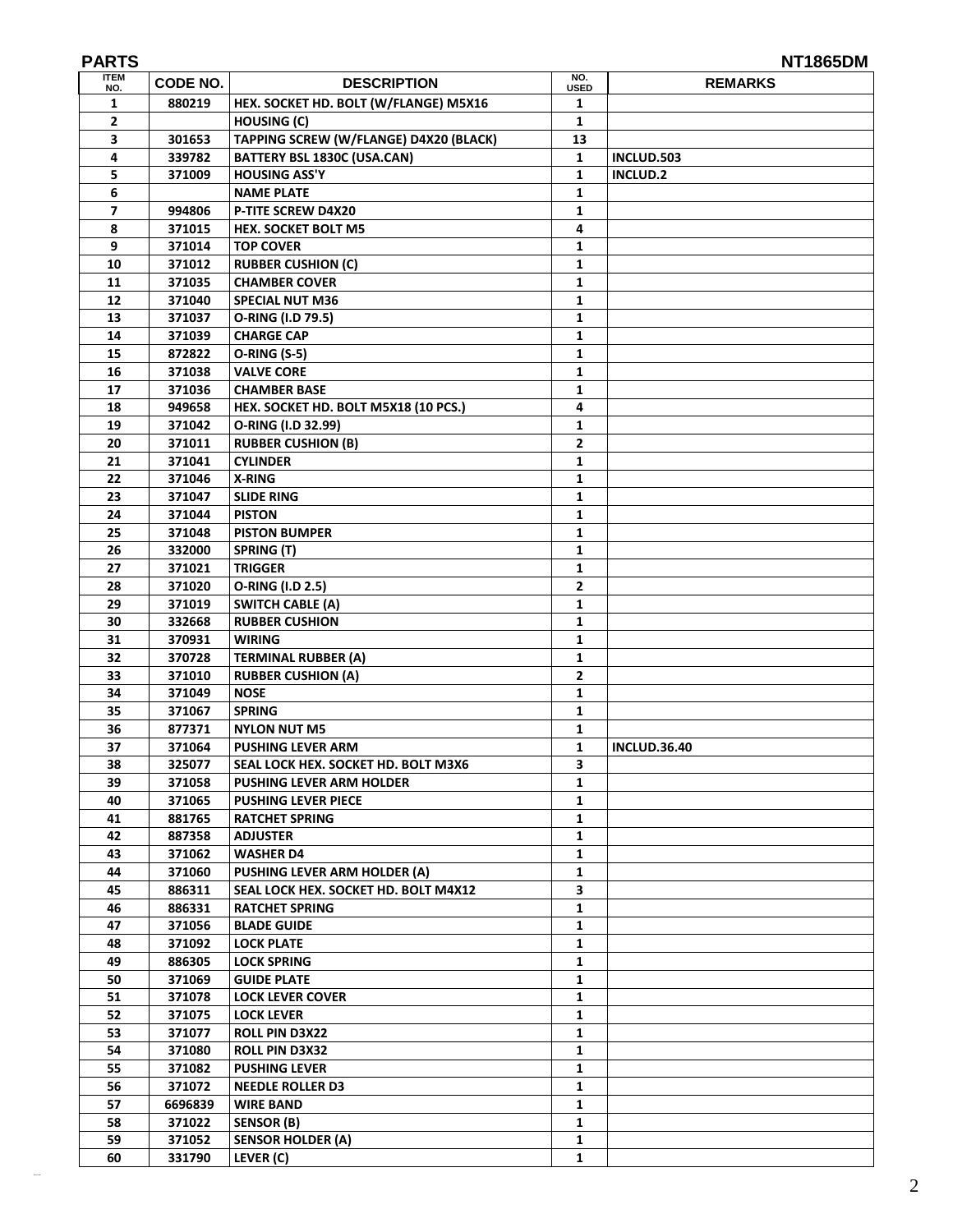**PARTS** **NT1865DM**

| ITEM NO. | CODE NO. | DESCRIPTION | NO. USED | REMARKS |
|---|---|---|---|---|
| 1 | 880219 | HEX. SOCKET HD. BOLT (W/FLANGE) M5X16 | 1 | |
| 2 | | HOUSING (C) | 1 | |
| 3 | 301653 | TAPPING SCREW (W/FLANGE) D4X20 (BLACK) | 13 | |
| 4 | 339782 | BATTERY BSL 1830C (USA.CAN) | 1 | INCLUD.503 |
| 5 | 371009 | HOUSING ASS'Y | 1 | INCLUD.2 |
| 6 | | NAME PLATE | 1 | |
| 7 | 994806 | P-TITE SCREW D4X20 | 1 | |
| 8 | 371015 | HEX. SOCKET BOLT M5 | 4 | |
| 9 | 371014 | TOP COVER | 1 | |
| 10 | 371012 | RUBBER CUSHION (C) | 1 | |
| 11 | 371035 | CHAMBER COVER | 1 | |
| 12 | 371040 | SPECIAL NUT M36 | 1 | |
| 13 | 371037 | O-RING (I.D 79.5) | 1 | |
| 14 | 371039 | CHARGE CAP | 1 | |
| 15 | 872822 | O-RING (S-5) | 1 | |
| 16 | 371038 | VALVE CORE | 1 | |
| 17 | 371036 | CHAMBER BASE | 1 | |
| 18 | 949658 | HEX. SOCKET HD. BOLT M5X18 (10 PCS.) | 4 | |
| 19 | 371042 | O-RING (I.D 32.99) | 1 | |
| 20 | 371011 | RUBBER CUSHION (B) | 2 | |
| 21 | 371041 | CYLINDER | 1 | |
| 22 | 371046 | X-RING | 1 | |
| 23 | 371047 | SLIDE RING | 1 | |
| 24 | 371044 | PISTON | 1 | |
| 25 | 371048 | PISTON BUMPER | 1 | |
| 26 | 332000 | SPRING (T) | 1 | |
| 27 | 371021 | TRIGGER | 1 | |
| 28 | 371020 | O-RING (I.D 2.5) | 2 | |
| 29 | 371019 | SWITCH CABLE (A) | 1 | |
| 30 | 332668 | RUBBER CUSHION | 1 | |
| 31 | 370931 | WIRING | 1 | |
| 32 | 370728 | TERMINAL RUBBER (A) | 1 | |
| 33 | 371010 | RUBBER CUSHION (A) | 2 | |
| 34 | 371049 | NOSE | 1 | |
| 35 | 371067 | SPRING | 1 | |
| 36 | 877371 | NYLON NUT M5 | 1 | |
| 37 | 371064 | PUSHING LEVER ARM | 1 | INCLUD.36.40 |
| 38 | 325077 | SEAL LOCK HEX. SOCKET HD. BOLT M3X6 | 3 | |
| 39 | 371058 | PUSHING LEVER ARM HOLDER | 1 | |
| 40 | 371065 | PUSHING LEVER PIECE | 1 | |
| 41 | 881765 | RATCHET SPRING | 1 | |
| 42 | 887358 | ADJUSTER | 1 | |
| 43 | 371062 | WASHER D4 | 1 | |
| 44 | 371060 | PUSHING LEVER ARM HOLDER (A) | 1 | |
| 45 | 886311 | SEAL LOCK HEX. SOCKET HD. BOLT M4X12 | 3 | |
| 46 | 886331 | RATCHET SPRING | 1 | |
| 47 | 371056 | BLADE GUIDE | 1 | |
| 48 | 371092 | LOCK PLATE | 1 | |
| 49 | 886305 | LOCK SPRING | 1 | |
| 50 | 371069 | GUIDE PLATE | 1 | |
| 51 | 371078 | LOCK LEVER COVER | 1 | |
| 52 | 371075 | LOCK LEVER | 1 | |
| 53 | 371077 | ROLL PIN D3X22 | 1 | |
| 54 | 371080 | ROLL PIN D3X32 | 1 | |
| 55 | 371082 | PUSHING LEVER | 1 | |
| 56 | 371072 | NEEDLE ROLLER D3 | 1 | |
| 57 | 6696839 | WIRE BAND | 1 | |
| 58 | 371022 | SENSOR (B) | 1 | |
| 59 | 371052 | SENSOR HOLDER (A) | 1 | |
| 60 | 331790 | LEVER (C) | 1 | |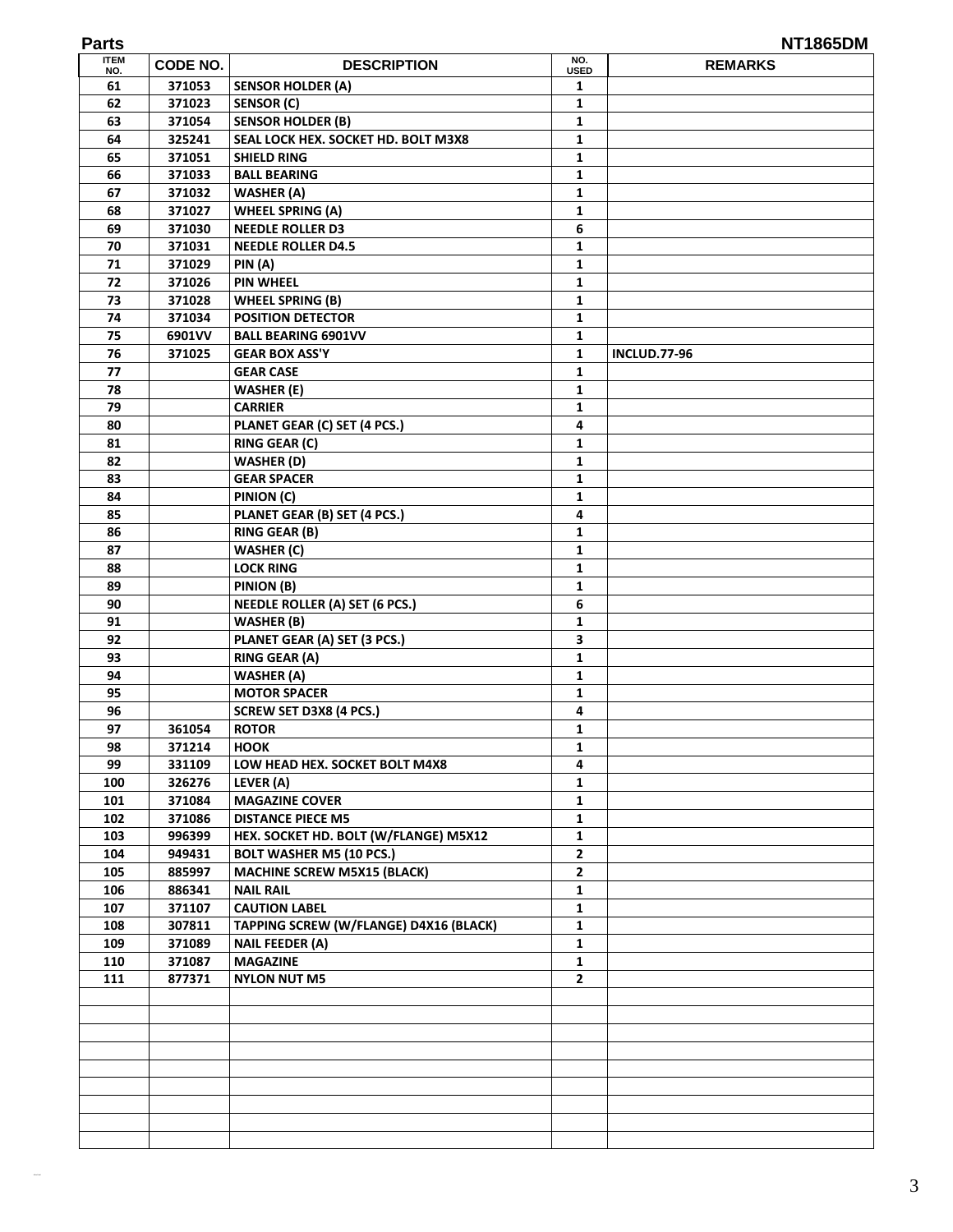**Parts** **NT1865DM**

| ITEM NO. | CODE NO. | DESCRIPTION | NO. USED | REMARKS |
|---|---|---|---|---|
| 61 | 371053 | SENSOR HOLDER (A) | 1 | |
| 62 | 371023 | SENSOR (C) | 1 | |
| 63 | 371054 | SENSOR HOLDER (B) | 1 | |
| 64 | 325241 | SEAL LOCK HEX. SOCKET HD. BOLT M3X8 | 1 | |
| 65 | 371051 | SHIELD RING | 1 | |
| 66 | 371033 | BALL BEARING | 1 | |
| 67 | 371032 | WASHER (A) | 1 | |
| 68 | 371027 | WHEEL SPRING (A) | 1 | |
| 69 | 371030 | NEEDLE ROLLER D3 | 6 | |
| 70 | 371031 | NEEDLE ROLLER D4.5 | 1 | |
| 71 | 371029 | PIN (A) | 1 | |
| 72 | 371026 | PIN WHEEL | 1 | |
| 73 | 371028 | WHEEL SPRING (B) | 1 | |
| 74 | 371034 | POSITION DETECTOR | 1 | |
| 75 | 6901VV | BALL BEARING 6901VV | 1 | |
| 76 | 371025 | GEAR BOX ASS'Y | 1 | INCLUD.77-96 |
| 77 | | GEAR CASE | 1 | |
| 78 | | WASHER (E) | 1 | |
| 79 | | CARRIER | 1 | |
| 80 | | PLANET GEAR (C) SET (4 PCS.) | 4 | |
| 81 | | RING GEAR (C) | 1 | |
| 82 | | WASHER (D) | 1 | |
| 83 | | GEAR SPACER | 1 | |
| 84 | | PINION (C) | 1 | |
| 85 | | PLANET GEAR (B) SET (4 PCS.) | 4 | |
| 86 | | RING GEAR (B) | 1 | |
| 87 | | WASHER (C) | 1 | |
| 88 | | LOCK RING | 1 | |
| 89 | | PINION (B) | 1 | |
| 90 | | NEEDLE ROLLER (A) SET (6 PCS.) | 6 | |
| 91 | | WASHER (B) | 1 | |
| 92 | | PLANET GEAR (A) SET (3 PCS.) | 3 | |
| 93 | | RING GEAR (A) | 1 | |
| 94 | | WASHER (A) | 1 | |
| 95 | | MOTOR SPACER | 1 | |
| 96 | | SCREW SET D3X8 (4 PCS.) | 4 | |
| 97 | 361054 | ROTOR | 1 | |
| 98 | 371214 | HOOK | 1 | |
| 99 | 331109 | LOW HEAD HEX. SOCKET BOLT M4X8 | 4 | |
| 100 | 326276 | LEVER (A) | 1 | |
| 101 | 371084 | MAGAZINE COVER | 1 | |
| 102 | 371086 | DISTANCE PIECE M5 | 1 | |
| 103 | 996399 | HEX. SOCKET HD. BOLT (W/FLANGE) M5X12 | 1 | |
| 104 | 949431 | BOLT WASHER M5 (10 PCS.) | 2 | |
| 105 | 885997 | MACHINE SCREW M5X15 (BLACK) | 2 | |
| 106 | 886341 | NAIL RAIL | 1 | |
| 107 | 371107 | CAUTION LABEL | 1 | |
| 108 | 307811 | TAPPING SCREW (W/FLANGE) D4X16 (BLACK) | 1 | |
| 109 | 371089 | NAIL FEEDER (A) | 1 | |
| 110 | 371087 | MAGAZINE | 1 | |
| 111 | 877371 | NYLON NUT M5 | 2 | |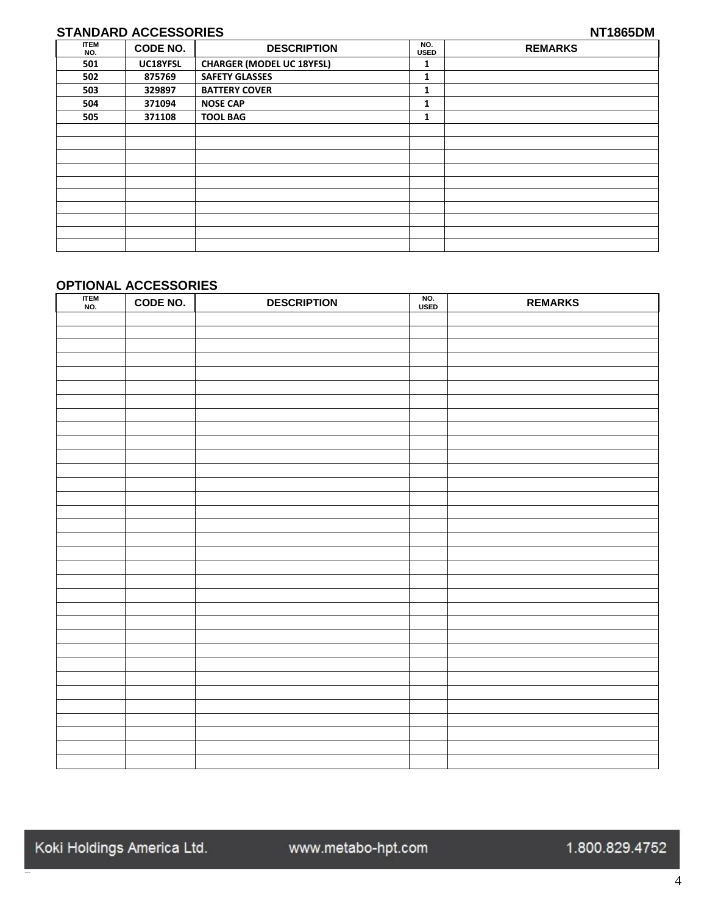## STANDARD ACCESSORIES

NT1865DM

| ITEM NO. | CODE NO. | DESCRIPTION | NO. USED | REMARKS |
|---|---|---|---|---|
| 501 | UC18YFSL | CHARGER (MODEL UC 18YFSL) | 1 | |
| 502 | 875769 | SAFETY GLASSES | 1 | |
| 503 | 329897 | BATTERY COVER | 1 | |
| 504 | 371094 | NOSE CAP | 1 | |
| 505 | 371108 | TOOL BAG | 1 | |

## OPTIONAL ACCESSORIES

| ITEM NO. | CODE NO. | DESCRIPTION | NO. USED | REMARKS |
|---|---|---|---|---|

Koki Holdings America Ltd. www.metabo-hpt.com 1.800.829.4752